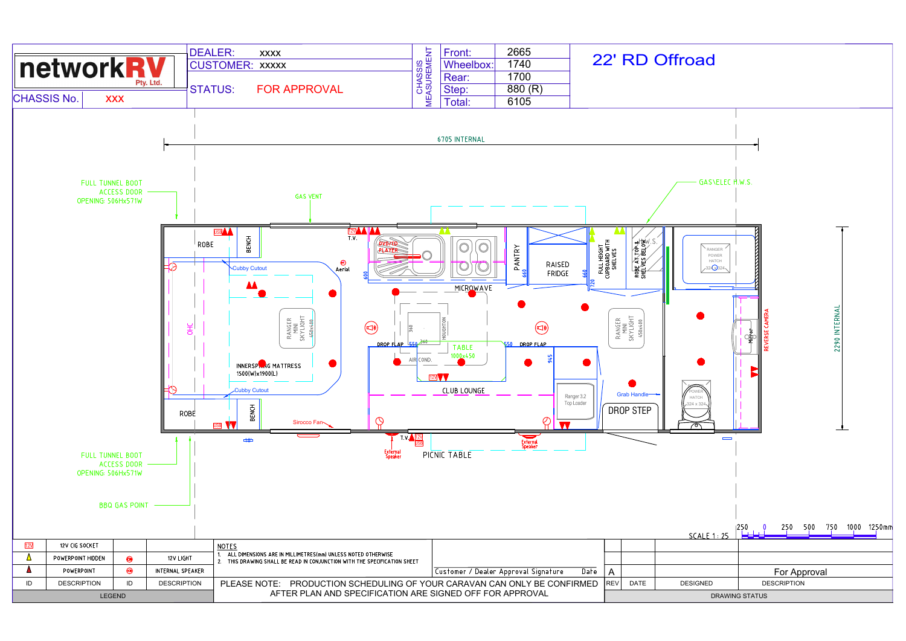# networkRV Pty. Ltd.

| | |
|---|---|
| DEALER: | xxxx |
| CUSTOMER: | xxxxx |
| STATUS: | FOR APPROVAL |
| CHASSIS No. | XXX |

**CHASSIS MEASUREMENT**

| | |
|---|---|
| Front: | 2665 |
| Wheelbox: | 1740 |
| Rear: | 1700 |
| Step: | 880 (R) |
| Total: | 6105 |

## 22' RD Offroad

6705 INTERNAL

2290 INTERNAL

FULL TUNNEL BOOT ACCESS DOOR OPENING: 506Hx571W

GAS VENT

GAS\ELEC H.W.S.

ROBE

BENCH

T.V.

DVD/CD PLAYER

Aerial

Cubby Cutout

OHC

INNERSPRING MATTRESS 1500(W)x1900(L)

RANGER MINI SKYLIGHT 450x400

PANTRY

RAISED FRIDGE

FULL HEIGHT CUPBOARD WITH SHELVES

ROBE AT TOP & SHELVES BELOW

H.W.S.

RANGER POWER HATCH 324x324

MICROWAVE

HOUGHTON

360

DROP FLAP

550

TABLE 1000x450

AIR COND.

CLUB LOUNGE

915

Ranger 3.2 Top Loader

Grab Handle

DROP STEP

MicroP

REVERSE CAMERA

Sirocco Fan

T.V.

External Speaker

PICNIC TABLE

BBQ GAS POINT

600

660

720

SCALE 1 : 25

250 0 250 500 750 1000 1250mm

## LEGEND

| ID | DESCRIPTION | ID | DESCRIPTION |
|---|---|---|---|
| 12V | 12V CIG SOCKET | | |
| | POWERPOINT HIDDEN | | 12V LIGHT |
| | POWERPOINT | | INTERNAL SPEAKER |

**NOTES**

1. ALL DIMENSIONS ARE IN MILLIMETRES(mm) UNLESS NOTED OTHERWISE
2. THIS DRAWING SHALL BE READ IN CONJUNCTION WITH THE SPECIFICATION SHEET

Customer / Dealer Approval Signature — Date

PLEASE NOTE: PRODUCTION SCHEDULING OF YOUR CARAVAN CAN ONLY BE CONFIRMED AFTER PLAN AND SPECIFICATION ARE SIGNED OFF FOR APPROVAL

## DRAWING STATUS

| REV | DATE | DESIGNED | DESCRIPTION |
|---|---|---|---|
| A | | | For Approval |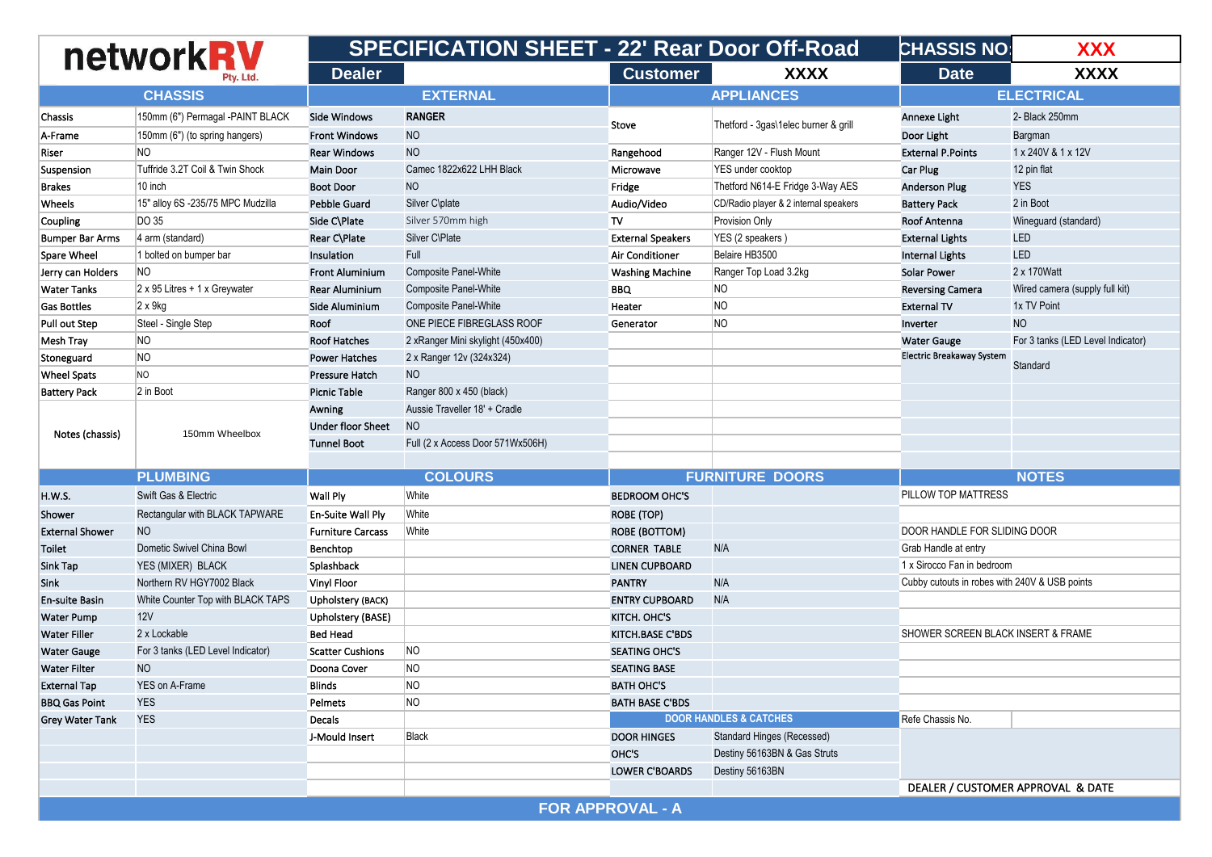# networkRV Pty. Ltd.

## SPECIFICATION SHEET - 22' Rear Door Off-Road

| | | | |
|---|---|---|---|
| **CHASSIS NO:** | XXX | | |
| **Dealer** | | **Customer** | XXXX |
| **Date** | XXXX | | |

| CHASSIS | | EXTERNAL | | APPLIANCES | | ELECTRICAL | |
|---|---|---|---|---|---|---|---|
| Chassis | 150mm (6") Permagal -PAINT BLACK | Side Windows | RANGER | Stove | Thetford - 3gas\1elec burner & grill | Annexe Light | 2- Black 250mm |
| A-Frame | 150mm (6") (to spring hangers) | Front Windows | NO | | | Door Light | Bargman |
| Riser | NO | Rear Windows | NO | Rangehood | Ranger 12V - Flush Mount | External P.Points | 1 x 240V & 1 x 12V |
| Suspension | Tuffride 3.2T Coil & Twin Shock | Main Door | Camec 1822x622 LHH Black | Microwave | YES under cooktop | Car Plug | 12 pin flat |
| Brakes | 10 inch | Boot Door | NO | Fridge | Thetford N614-E Fridge 3-Way AES | Anderson Plug | YES |
| Wheels | 15" alloy 6S -235/75 MPC Mudzilla | Pebble Guard | Silver C\plate | Audio/Video | CD/Radio player & 2 internal speakers | Battery Pack | 2 in Boot |
| Coupling | DO 35 | Side C\Plate | Silver 570mm high | TV | Provision Only | Roof Antenna | Wineguard (standard) |
| Bumper Bar Arms | 4 arm (standard) | Rear C\Plate | Silver C\Plate | External Speakers | YES (2 speakers ) | External Lights | LED |
| Spare Wheel | 1 bolted on bumper bar | Insulation | Full | Air Conditioner | Belaire HB3500 | Internal Lights | LED |
| Jerry can Holders | NO | Front Aluminium | Composite Panel-White | Washing Machine | Ranger Top Load 3.2kg | Solar Power | 2 x 170Watt |
| Water Tanks | 2 x 95 Litres + 1 x Greywater | Rear Aluminium | Composite Panel-White | BBQ | NO | Reversing Camera | Wired camera (supply full kit) |
| Gas Bottles | 2 x 9kg | Side Aluminium | Composite Panel-White | Heater | NO | External TV | 1x TV Point |
| Pull out Step | Steel - Single Step | Roof | ONE PIECE FIBREGLASS ROOF | Generator | NO | Inverter | NO |
| Mesh Tray | NO | Roof Hatches | 2 xRanger Mini skylight (450x400) | | | Water Gauge | For 3 tanks (LED Level Indicator) |
| Stoneguard | NO | Power Hatches | 2 x Ranger 12v (324x324) | | | Electric Breakaway System | Standard |
| Wheel Spats | NO | Pressure Hatch | NO | | | | |
| Battery Pack | 2 in Boot | Picnic Table | Ranger 800 x 450 (black) | | | | |
| Notes (chassis) | 150mm Wheelbox | Awning | Aussie Traveller 18' + Cradle | | | | |
| | | Under floor Sheet | NO | | | | |
| | | Tunnel Boot | Full (2 x Access Door 571Wx506H) | | | | |

| PLUMBING | | COLOURS | | FURNITURE DOORS | | NOTES |
|---|---|---|---|---|---|---|
| H.W.S. | Swift Gas & Electric | Wall Ply | White | BEDROOM OHC'S | | PILLOW TOP MATTRESS |
| Shower | Rectangular with BLACK TAPWARE | En-Suite Wall Ply | White | ROBE (TOP) | | |
| External Shower | NO | Furniture Carcass | White | ROBE (BOTTOM) | | DOOR HANDLE FOR SLIDING DOOR |
| Toilet | Dometic Swivel China Bowl | Benchtop | | CORNER TABLE | N/A | Grab Handle at entry |
| Sink Tap | YES (MIXER) BLACK | Splashback | | LINEN CUPBOARD | | 1 x Sirocco Fan in bedroom |
| Sink | Northern RV HGY7002 Black | Vinyl Floor | | PANTRY | N/A | Cubby cutouts in robes with 240V & USB points |
| En-suite Basin | White Counter Top with BLACK TAPS | Upholstery (BACK) | | ENTRY CUPBOARD | N/A | |
| Water Pump | 12V | Upholstery (BASE) | | KITCH. OHC'S | | |
| Water Filler | 2 x Lockable | Bed Head | | KITCH.BASE C'BDS | | SHOWER SCREEN BLACK INSERT & FRAME |
| Water Gauge | For 3 tanks (LED Level Indicator) | Scatter Cushions | NO | SEATING OHC'S | | |
| Water Filter | NO | Doona Cover | NO | SEATING BASE | | |
| External Tap | YES on A-Frame | Blinds | NO | BATH OHC'S | | |
| BBQ Gas Point | YES | Pelmets | NO | BATH BASE C'BDS | | |
| Grey Water Tank | YES | Decals | | **DOOR HANDLES & CATCHES** | | Refe Chassis No. |
| | | J-Mould Insert | Black | DOOR HINGES | Standard Hinges (Recessed) | |
| | | | | OHC'S | Destiny 56163BN & Gas Struts | |
| | | | | LOWER C'BOARDS | Destiny 56163BN | |
| | | | | | | DEALER / CUSTOMER APPROVAL & DATE |

**FOR APPROVAL - A**